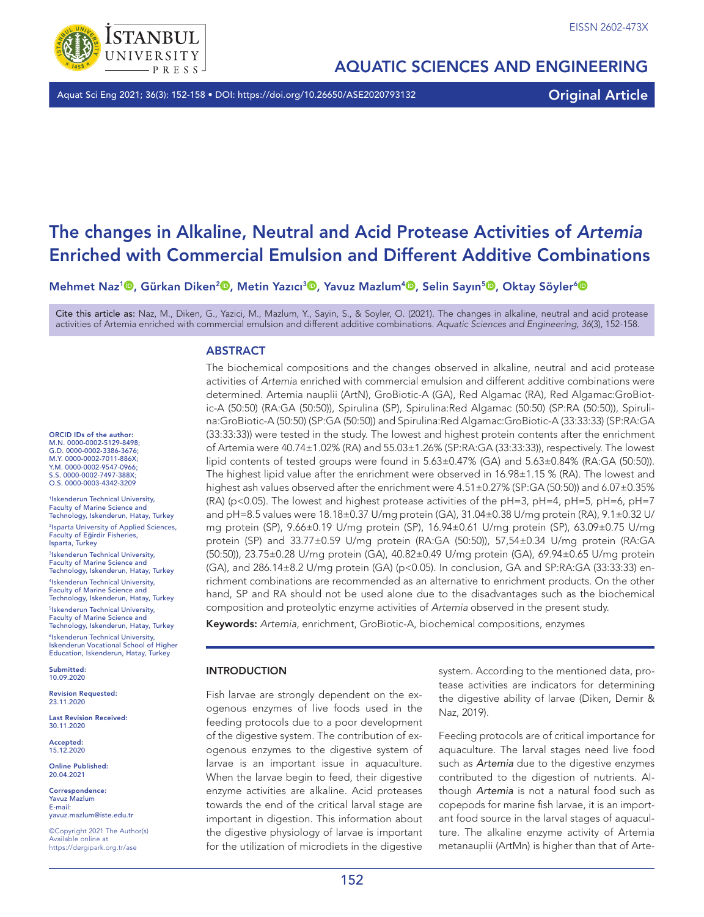# The changes in Alkaline, Neutral and Acid Protease Activities of *Artemia* Enriched with Commercial Emulsion and Different Additive Combinations

**Mehmet Naz[1], Gürkan Diken[2], Metin Yazıcı[3], Yavuz Mazlum[4], Selin Sayın[5], Oktay Söyler[6]**

Cite this article as: Naz, M., Diken, G., Yazici, M., Mazlum, Y., Sayin, S., & Soyler, O. (2021). The changes in alkaline, neutral and acid protease activities of Artemia enriched with commercial emulsion and different additive combinations. *Aquatic Sciences and Engineering, 36*(3), 152-158.

ORCID IDs of the author:
M.N. 0000-0002-5129-8498;
G.D. 0000-0002-3386-3676;
M.Y. 0000-0002-7011-886X;
Y.M. 0000-0002-9547-0966;
S.S. 0000-0002-7497-388X;
O.S. 0000-0003-4342-3209

[1]Iskenderun Technical University, Faculty of Marine Science and Technology, Iskenderun, Hatay, Turkey
[2]Isparta University of Applied Sciences, Faculty of Eğirdir Fisheries, Isparta, Turkey
[3]Iskenderun Technical University, Faculty of Marine Science and Technology, Iskenderun, Hatay, Turkey
[4]Iskenderun Technical University, Faculty of Marine Science and Technology, Iskenderun, Hatay, Turkey
[5]Iskenderun Technical University, Faculty of Marine Science and Technology, Iskenderun, Hatay, Turkey
[6]Iskenderun Technical University, Iskenderun Vocational School of Higher Education, Iskenderun, Hatay, Turkey

**Submitted:** 10.09.2020

**Revision Requested:** 23.11.2020

**Last Revision Received:** 30.11.2020

**Accepted:** 15.12.2020

**Online Published:** 20.04.2021

**Correspondence:** Yavuz Mazlum
E-mail: yavuz.mazlum@iste.edu.tr

©Copyright 2021 The Author(s)
Available online at https://dergipark.org.tr/ase

## ABSTRACT

The biochemical compositions and the changes observed in alkaline, neutral and acid protease activities of *Artemia* enriched with commercial emulsion and different additive combinations were determined. Artemia nauplii (ArtN), GroBiotic-A (GA), Red Algamac (RA), Red Algamac:GroBiotic-A (50:50) (RA:GA (50:50)), Spirulina (SP), Spirulina:Red Algamac (50:50) (SP:RA (50:50)), Spirulina:GroBiotic-A (50:50) (SP:GA (50:50)) and Spirulina:Red Algamac:GroBiotic-A (33:33:33) (SP:RA:GA (33:33:33)) were tested in the study. The lowest and highest protein contents after the enrichment of Artemia were 40.74±1.02% (RA) and 55.03±1.26% (SP:RA:GA (33:33:33)), respectively. The lowest lipid contents of tested groups were found in 5.63±0.47% (GA) and 5.63±0.84% (RA:GA (50:50)). The highest lipid value after the enrichment were observed in 16.98±1.15 % (RA). The lowest and highest ash values observed after the enrichment were 4.51±0.27% (SP:GA (50:50)) and 6.07±0.35% (RA) ($p<0.05$). The lowest and highest protease activities of the pH=3, pH=4, pH=5, pH=6, pH=7 and pH=8.5 values were 18.18±0.37 U/mg protein (GA), 31.04±0.38 U/mg protein (RA), 9.1±0.32 U/mg protein (SP), 9.66±0.19 U/mg protein (SP), 16.94±0.61 U/mg protein (SP), 63.09±0.75 U/mg protein (SP) and 33.77±0.59 U/mg protein (RA:GA (50:50)), 57,54±0.34 U/mg protein (RA:GA (50:50)), 23.75±0.28 U/mg protein (GA), 40.82±0.49 U/mg protein (GA), 69.94±0.65 U/mg protein (GA), and 286.14±8.2 U/mg protein (GA) ($p<0.05$). In conclusion, GA and SP:RA:GA (33:33:33) enrichment combinations are recommended as an alternative to enrichment products. On the other hand, SP and RA should not be used alone due to the disadvantages such as the biochemical composition and proteolytic enzyme activities of *Artemia* observed in the present study.

**Keywords:** *Artemia*, enrichment, GroBiotic-A, biochemical compositions, enzymes

## INTRODUCTION

Fish larvae are strongly dependent on the exogenous enzymes of live foods used in the feeding protocols due to a poor development of the digestive system. The contribution of exogenous enzymes to the digestive system of larvae is an important issue in aquaculture. When the larvae begin to feed, their digestive enzyme activities are alkaline. Acid proteases towards the end of the critical larval stage are important in digestion. This information about the digestive physiology of larvae is important for the utilization of microdiets in the digestive system. According to the mentioned data, protease activities are indicators for determining the digestive ability of larvae (Diken, Demir & Naz, 2019).

Feeding protocols are of critical importance for aquaculture. The larval stages need live food such as *Artemia* due to the digestive enzymes contributed to the digestion of nutrients. Although *Artemia* is not a natural food such as copepods for marine fish larvae, it is an important food source in the larval stages of aquaculture. The alkaline enzyme activity of Artemia metanauplii (ArtMn) is higher than that of Arte-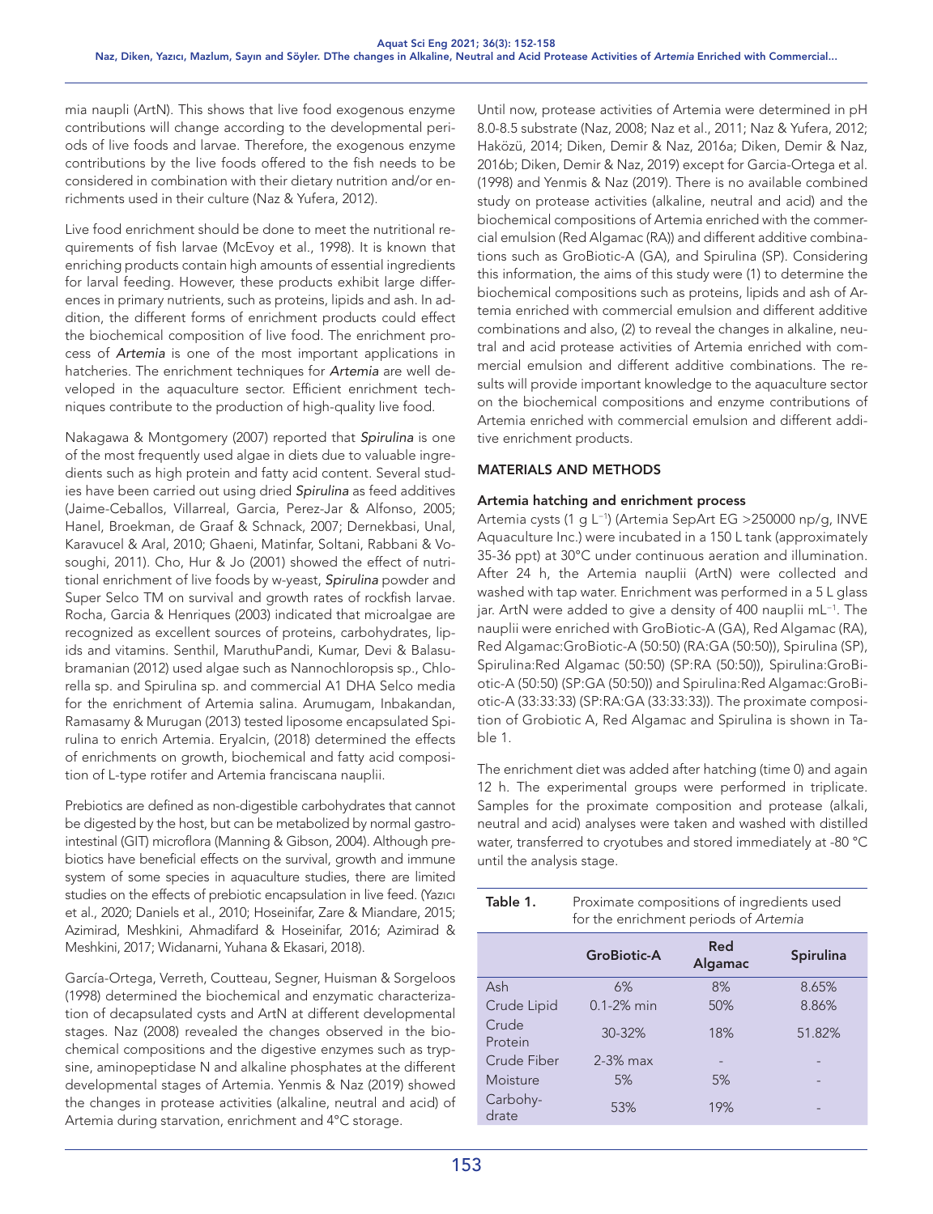mia naupli (ArtN). This shows that live food exogenous enzyme contributions will change according to the developmental periods of live foods and larvae. Therefore, the exogenous enzyme contributions by the live foods offered to the fish needs to be considered in combination with their dietary nutrition and/or enrichments used in their culture (Naz & Yufera, 2012).

Live food enrichment should be done to meet the nutritional requirements of fish larvae (McEvoy et al., 1998). It is known that enriching products contain high amounts of essential ingredients for larval feeding. However, these products exhibit large differences in primary nutrients, such as proteins, lipids and ash. In addition, the different forms of enrichment products could effect the biochemical composition of live food. The enrichment process of *Artemia* is one of the most important applications in hatcheries. The enrichment techniques for *Artemia* are well developed in the aquaculture sector. Efficient enrichment techniques contribute to the production of high-quality live food.

Nakagawa & Montgomery (2007) reported that *Spirulina* is one of the most frequently used algae in diets due to valuable ingredients such as high protein and fatty acid content. Several studies have been carried out using dried *Spirulina* as feed additives (Jaime-Ceballos, Villarreal, Garcia, Perez-Jar & Alfonso, 2005; Hanel, Broekman, de Graaf & Schnack, 2007; Dernekbasi, Unal, Karavucel & Aral, 2010; Ghaeni, Matinfar, Soltani, Rabbani & Vosoughi, 2011). Cho, Hur & Jo (2001) showed the effect of nutritional enrichment of live foods by w-yeast, *Spirulina* powder and Super Selco TM on survival and growth rates of rockfish larvae. Rocha, Garcia & Henriques (2003) indicated that microalgae are recognized as excellent sources of proteins, carbohydrates, lipids and vitamins. Senthil, MaruthuPandi, Kumar, Devi & Balasubramanian (2012) used algae such as Nannochloropsis sp., Chlorella sp. and Spirulina sp. and commercial A1 DHA Selco media for the enrichment of Artemia salina. Arumugam, Inbakandan, Ramasamy & Murugan (2013) tested liposome encapsulated Spirulina to enrich Artemia. Eryalcin, (2018) determined the effects of enrichments on growth, biochemical and fatty acid composition of L-type rotifer and Artemia franciscana nauplii.

Prebiotics are defined as non-digestible carbohydrates that cannot be digested by the host, but can be metabolized by normal gastrointestinal (GIT) microflora (Manning & Gibson, 2004). Although prebiotics have beneficial effects on the survival, growth and immune system of some species in aquaculture studies, there are limited studies on the effects of prebiotic encapsulation in live feed. (Yazıcı et al., 2020; Daniels et al., 2010; Hoseinifar, Zare & Miandare, 2015; Azimirad, Meshkini, Ahmadifard & Hoseinifar, 2016; Azimirad & Meshkini, 2017; Widanarni, Yuhana & Ekasari, 2018).

García-Ortega, Verreth, Coutteau, Segner, Huisman & Sorgeloos (1998) determined the biochemical and enzymatic characterization of decapsulated cysts and ArtN at different developmental stages. Naz (2008) revealed the changes observed in the biochemical compositions and the digestive enzymes such as trypsine, aminopeptidase N and alkaline phosphates at the different developmental stages of Artemia. Yenmis & Naz (2019) showed the changes in protease activities (alkaline, neutral and acid) of Artemia during starvation, enrichment and 4°C storage.

Until now, protease activities of Artemia were determined in pH 8.0-8.5 substrate (Naz, 2008; Naz et al., 2011; Naz & Yufera, 2012; Haközü, 2014; Diken, Demir & Naz, 2016a; Diken, Demir & Naz, 2016b; Diken, Demir & Naz, 2019) except for Garcia-Ortega et al. (1998) and Yenmis & Naz (2019). There is no available combined study on protease activities (alkaline, neutral and acid) and the biochemical compositions of Artemia enriched with the commercial emulsion (Red Algamac (RA)) and different additive combinations such as GroBiotic-A (GA), and Spirulina (SP). Considering this information, the aims of this study were (1) to determine the biochemical compositions such as proteins, lipids and ash of Artemia enriched with commercial emulsion and different additive combinations and also, (2) to reveal the changes in alkaline, neutral and acid protease activities of Artemia enriched with commercial emulsion and different additive combinations. The results will provide important knowledge to the aquaculture sector on the biochemical compositions and enzyme contributions of Artemia enriched with commercial emulsion and different additive enrichment products.

## MATERIALS AND METHODS

### Artemia hatching and enrichment process

Artemia cysts (1 g L$^{-1}$) (Artemia SepArt EG >250000 np/g, INVE Aquaculture Inc.) were incubated in a 150 L tank (approximately 35-36 ppt) at 30°C under continuous aeration and illumination. After 24 h, the Artemia nauplii (ArtN) were collected and washed with tap water. Enrichment was performed in a 5 L glass jar. ArtN were added to give a density of 400 nauplii mL$^{-1}$. The nauplii were enriched with GroBiotic-A (GA), Red Algamac (RA), Red Algamac:GroBiotic-A (50:50) (RA:GA (50:50)), Spirulina (SP), Spirulina:Red Algamac (50:50) (SP:RA (50:50)), Spirulina:GroBiotic-A (50:50) (SP:GA (50:50)) and Spirulina:Red Algamac:GroBiotic-A (33:33:33) (SP:RA:GA (33:33:33)). The proximate composition of Grobiotic A, Red Algamac and Spirulina is shown in Table 1.

The enrichment diet was added after hatching (time 0) and again 12 h. The experimental groups were performed in triplicate. Samples for the proximate composition and protease (alkali, neutral and acid) analyses were taken and washed with distilled water, transferred to cryotubes and stored immediately at -80 °C until the analysis stage.

**Table 1.** Proximate compositions of ingredients used for the enrichment periods of *Artemia*

| | GroBiotic-A | Red Algamac | Spirulina |
|---|---|---|---|
| Ash | 6% | 8% | 8.65% |
| Crude Lipid | 0.1-2% min | 50% | 8.86% |
| Crude Protein | 30-32% | 18% | 51.82% |
| Crude Fiber | 2-3% max | - | - |
| Moisture | 5% | 5% | - |
| Carbohydrate | 53% | 19% | - |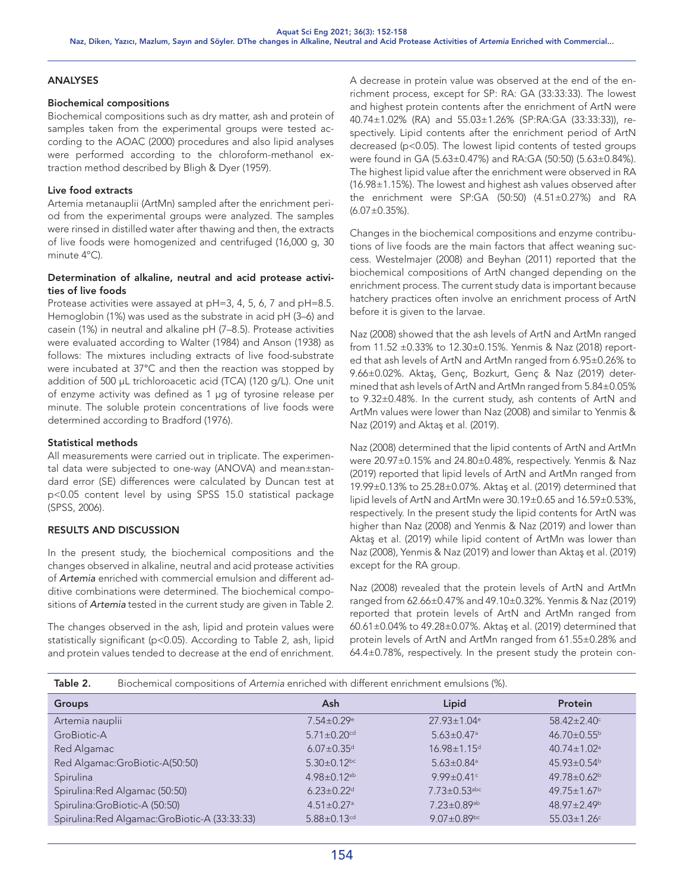## ANALYSES

### Biochemical compositions

Biochemical compositions such as dry matter, ash and protein of samples taken from the experimental groups were tested according to the AOAC (2000) procedures and also lipid analyses were performed according to the chloroform-methanol extraction method described by Bligh & Dyer (1959).

### Live food extracts

Artemia metanauplii (ArtMn) sampled after the enrichment period from the experimental groups were analyzed. The samples were rinsed in distilled water after thawing and then, the extracts of live foods were homogenized and centrifuged (16,000 g, 30 minute 4°C).

### Determination of alkaline, neutral and acid protease activities of live foods

Protease activities were assayed at pH=3, 4, 5, 6, 7 and pH=8.5. Hemoglobin (1%) was used as the substrate in acid pH (3–6) and casein (1%) in neutral and alkaline pH (7–8.5). Protease activities were evaluated according to Walter (1984) and Anson (1938) as follows: The mixtures including extracts of live food-substrate were incubated at 37°C and then the reaction was stopped by addition of 500 µL trichloroacetic acid (TCA) (120 g/L). One unit of enzyme activity was defined as 1 µg of tyrosine release per minute. The soluble protein concentrations of live foods were determined according to Bradford (1976).

### Statistical methods

All measurements were carried out in triplicate. The experimental data were subjected to one-way (ANOVA) and mean±standard error (SE) differences were calculated by Duncan test at $p<0.05$ content level by using SPSS 15.0 statistical package (SPSS, 2006).

## RESULTS AND DISCUSSION

In the present study, the biochemical compositions and the changes observed in alkaline, neutral and acid protease activities of *Artemia* enriched with commercial emulsion and different additive combinations were determined. The biochemical compositions of *Artemia* tested in the current study are given in Table 2.

The changes observed in the ash, lipid and protein values were statistically significant ($p<0.05$). According to Table 2, ash, lipid and protein values tended to decrease at the end of enrichment. A decrease in protein value was observed at the end of the enrichment process, except for SP: RA: GA (33:33:33). The lowest and highest protein contents after the enrichment of ArtN were 40.74±1.02% (RA) and 55.03±1.26% (SP:RA:GA (33:33:33)), respectively. Lipid contents after the enrichment period of ArtN decreased ($p<0.05$). The lowest lipid contents of tested groups were found in GA (5.63±0.47%) and RA:GA (50:50) (5.63±0.84%). The highest lipid value after the enrichment were observed in RA (16.98±1.15%). The lowest and highest ash values observed after the enrichment were SP:GA (50:50) (4.51±0.27%) and RA (6.07±0.35%).

Changes in the biochemical compositions and enzyme contributions of live foods are the main factors that affect weaning success. Westelmajer (2008) and Beyhan (2011) reported that the biochemical compositions of ArtN changed depending on the enrichment process. The current study data is important because hatchery practices often involve an enrichment process of ArtN before it is given to the larvae.

Naz (2008) showed that the ash levels of ArtN and ArtMn ranged from 11.52 ±0.33% to 12.30±0.15%. Yenmis & Naz (2018) reported that ash levels of ArtN and ArtMn ranged from 6.95±0.26% to 9.66±0.02%. Aktaş, Genç, Bozkurt, Genç & Naz (2019) determined that ash levels of ArtN and ArtMn ranged from 5.84±0.05% to 9.32±0.48%. In the current study, ash contents of ArtN and ArtMn values were lower than Naz (2008) and similar to Yenmis & Naz (2019) and Aktaş et al. (2019).

Naz (2008) determined that the lipid contents of ArtN and ArtMn were 20.97±0.15% and 24.80±0.48%, respectively. Yenmis & Naz (2019) reported that lipid levels of ArtN and ArtMn ranged from 19.99±0.13% to 25.28±0.07%. Aktaş et al. (2019) determined that lipid levels of ArtN and ArtMn were 30.19±0.65 and 16.59±0.53%, respectively. In the present study the lipid contents for ArtN was higher than Naz (2008) and Yenmis & Naz (2019) and lower than Aktaş et al. (2019) while lipid content of ArtMn was lower than Naz (2008), Yenmis & Naz (2019) and lower than Aktaş et al. (2019) except for the RA group.

Naz (2008) revealed that the protein levels of ArtN and ArtMn ranged from 62.66±0.47% and 49.10±0.32%. Yenmis & Naz (2019) reported that protein levels of ArtN and ArtMn ranged from 60.61±0.04% to 49.28±0.07%. Aktaş et al. (2019) determined that protein levels of ArtN and ArtMn ranged from 61.55±0.28% and 64.4±0.78%, respectively. In the present study the protein con-

**Table 2.** Biochemical compositions of *Artemia* enriched with different enrichment emulsions (%).

| Groups | Ash | Lipid | Protein |
|---|---|---|---|
| Artemia nauplii | 7.54±0.29[e] | 27.93±1.04[e] | 58.42±2.40[c] |
| GroBiotic-A | 5.71±0.20[cd] | 5.63±0.47[a] | 46.70±0.55[b] |
| Red Algamac | 6.07±0.35[d] | 16.98±1.15[d] | 40.74±1.02[a] |
| Red Algamac:GroBiotic-A(50:50) | 5.30±0.12[bc] | 5.63±0.84[a] | 45.93±0.54[b] |
| Spirulina | 4.98±0.12[ab] | 9.99±0.41[c] | 49.78±0.62[b] |
| Spirulina:Red Algamac (50:50) | 6.23±0.22[d] | 7.73±0.53[abc] | 49.75±1.67[b] |
| Spirulina:GroBiotic-A (50:50) | 4.51±0.27[a] | 7.23±0.89[ab] | 48.97±2.49[b] |
| Spirulina:Red Algamac:GroBiotic-A (33:33:33) | 5.88±0.13[cd] | 9.07±0.89[bc] | 55.03±1.26[c] |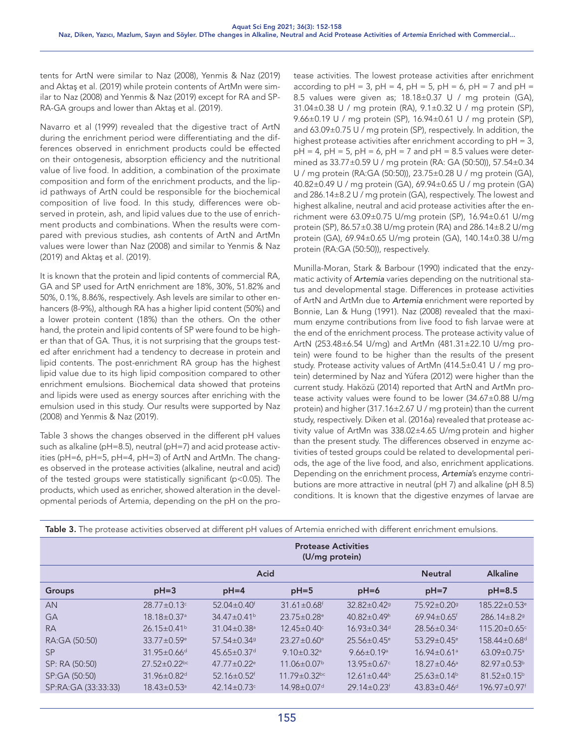tents for ArtN were similar to Naz (2008), Yenmis & Naz (2019) and Aktaş et al. (2019) while protein contents of ArtMn were similar to Naz (2008) and Yenmis & Naz (2019) except for RA and SP-RA-GA groups and lower than Aktaş et al. (2019).

Navarro et al (1999) revealed that the digestive tract of ArtN during the enrichment period were differentiating and the differences observed in enrichment products could be effected on their ontogenesis, absorption efficiency and the nutritional value of live food. In addition, a combination of the proximate composition and form of the enrichment products, and the lipid pathways of ArtN could be responsible for the biochemical composition of live food. In this study, differences were observed in protein, ash, and lipid values due to the use of enrichment products and combinations. When the results were compared with previous studies, ash contents of ArtN and ArtMn values were lower than Naz (2008) and similar to Yenmis & Naz (2019) and Aktaş et al. (2019).

It is known that the protein and lipid contents of commercial RA, GA and SP used for ArtN enrichment are 18%, 30%, 51.82% and 50%, 0.1%, 8.86%, respectively. Ash levels are similar to other enhancers (8-9%), although RA has a higher lipid content (50%) and a lower protein content (18%) than the others. On the other hand, the protein and lipid contents of SP were found to be higher than that of GA. Thus, it is not surprising that the groups tested after enrichment had a tendency to decrease in protein and lipid contents. The post-enrichment RA group has the highest lipid value due to its high lipid composition compared to other enrichment emulsions. Biochemical data showed that proteins and lipids were used as energy sources after enriching with the emulsion used in this study. Our results were supported by Naz (2008) and Yenmis & Naz (2019).

Table 3 shows the changes observed in the different pH values such as alkaline (pH=8.5), neutral (pH=7) and acid protease activities (pH=6, pH=5, pH=4, pH=3) of ArtN and ArtMn. The changes observed in the protease activities (alkaline, neutral and acid) of the tested groups were statistically significant ($p<0.05$). The products, which used as enricher, showed alteration in the developmental periods of Artemia, depending on the pH on the protease activities. The lowest protease activities after enrichment according to pH = 3, pH = 4, pH = 5, pH = 6, pH = 7 and pH = 8.5 values were given as; 18.18±0.37 U / mg protein (GA), 31.04±0.38 U / mg protein (RA), 9.1±0.32 U / mg protein (SP), 9.66±0.19 U / mg protein (SP), 16.94±0.61 U / mg protein (SP), and 63.09±0.75 U / mg protein (SP), respectively. In addition, the highest protease activities after enrichment according to pH = 3, pH = 4, pH = 5, pH = 6, pH = 7 and pH = 8.5 values were determined as 33.77±0.59 U / mg protein (RA: GA (50:50)), 57.54±0.34 U / mg protein (RA:GA (50:50)), 23.75±0.28 U / mg protein (GA), 40.82±0.49 U / mg protein (GA), 69.94±0.65 U / mg protein (GA) and 286.14±8.2 U / mg protein (GA), respectively. The lowest and highest alkaline, neutral and acid protease activities after the enrichment were 63.09±0.75 U/mg protein (SP), 16.94±0.61 U/mg protein (SP), 86.57±0.38 U/mg protein (RA) and 286.14±8.2 U/mg protein (GA), 69.94±0.65 U/mg protein (GA), 140.14±0.38 U/mg protein (RA:GA (50:50)), respectively.

Munilla-Moran, Stark & Barbour (1990) indicated that the enzymatic activity of *Artemia* varies depending on the nutritional status and developmental stage. Differences in protease activities of ArtN and ArtMn due to *Artemia* enrichment were reported by Bonnie, Lan & Hung (1991). Naz (2008) revealed that the maximum enzyme contributions from live food to fish larvae were at the end of the enrichment process. The protease activity value of ArtN (253.48±6.54 U/mg) and ArtMn (481.31±22.10 U/mg protein) were found to be higher than the results of the present study. Protease activity values of ArtMn (414.5±0.41 U / mg protein) determined by Naz and Yúfera (2012) were higher than the current study. Haközü (2014) reported that ArtN and ArtMn protease activity values were found to be lower (34.67±0.88 U/mg protein) and higher (317.16±2.67 U / mg protein) than the current study, respectively. Diken et al. (2016a) revealed that protease activity value of ArtMn was 338.02±4.65 U/mg protein and higher than the present study. The differences observed in enzyme activities of tested groups could be related to developmental periods, the age of the live food, and also, enrichment applications. Depending on the enrichment process, *Artemia*'s enzyme contributions are more attractive in neutral (pH 7) and alkaline (pH 8.5) conditions. It is known that the digestive enzymes of larvae are

**Table 3.** The protease activities observed at different pH values of Artemia enriched with different enrichment emulsions.

| | Protease Activities (U/mg protein) | | | | | |
|---|---|---|---|---|---|---|
| | Acid | | | | Neutral | Alkaline |
| Groups | pH=3 | pH=4 | pH=5 | pH=6 | pH=7 | pH=8.5 |
| AN | 28.77±0.13[c] | 52.04±0.40[f] | 31.61±0.68[f] | 32.82±0.42[g] | 75.92±0.20[g] | 185.22±0.53[e] |
| GA | 18.18±0.37[a] | 34.47±0.41[b] | 23.75±0.28[e] | 40.82±0.49[h] | 69.94±0.65[f] | 286.14±8.2[g] |
| RA | 26.15±0.41[b] | 31.04±0.38[a] | 12.45±0.40[c] | 16.93±0.34[d] | 28.56±0.34[c] | 115.20±0.65[c] |
| RA:GA (50:50) | 33.77±0.59[e] | 57.54±0.34[g] | 23.27±0.60[e] | 25.56±0.45[e] | 53.29±0.45[e] | 158.44±0.68[d] |
| SP | 31.95±0.66[d] | 45.65±0.37[d] | 9.10±0.32[a] | 9.66±0.19[a] | 16.94±0.61[a] | 63.09±0.75[a] |
| SP: RA (50:50) | 27.52±0.22[bc] | 47.77±0.22[e] | 11.06±0.07[b] | 13.95±0.67[c] | 18.27±0.46[a] | 82.97±0.53[b] |
| SP:GA (50:50) | 31.96±0.82[d] | 52.16±0.52[f] | 11.79±0.32[bc] | 12.61±0.44[b] | 25.63±0.14[b] | 81.52±0.15[b] |
| SP:RA:GA (33:33:33) | 18.43±0.53[a] | 42.14±0.73[c] | 14.98±0.07[d] | 29.14±0.23[f] | 43.83±0.46[d] | 196.97±0.97[f] |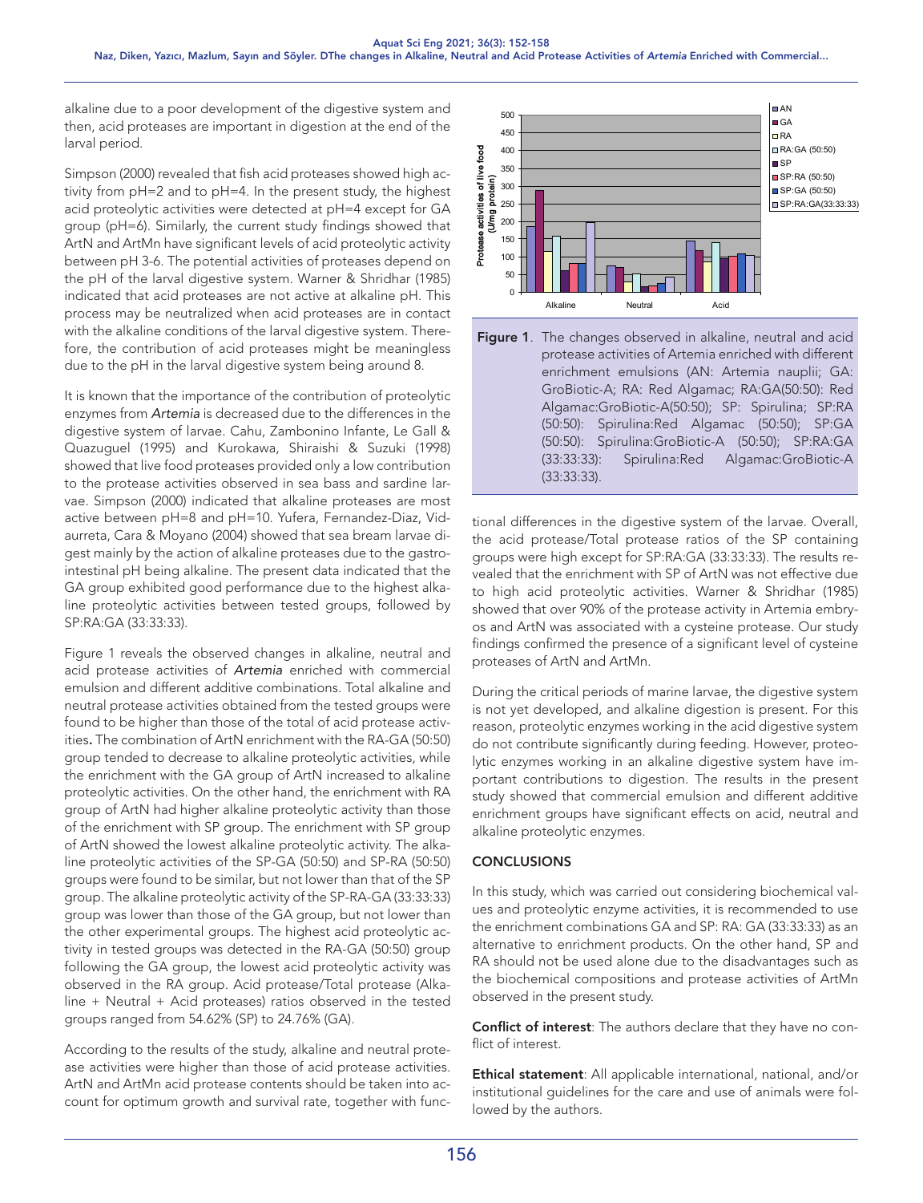alkaline due to a poor development of the digestive system and then, acid proteases are important in digestion at the end of the larval period.

Simpson (2000) revealed that fish acid proteases showed high activity from pH=2 and to pH=4. In the present study, the highest acid proteolytic activities were detected at pH=4 except for GA group (pH=6). Similarly, the current study findings showed that ArtN and ArtMn have significant levels of acid proteolytic activity between pH 3-6. The potential activities of proteases depend on the pH of the larval digestive system. Warner & Shridhar (1985) indicated that acid proteases are not active at alkaline pH. This process may be neutralized when acid proteases are in contact with the alkaline conditions of the larval digestive system. Therefore, the contribution of acid proteases might be meaningless due to the pH in the larval digestive system being around 8.

It is known that the importance of the contribution of proteolytic enzymes from *Artemia* is decreased due to the differences in the digestive system of larvae. Cahu, Zambonino Infante, Le Gall & Quazuguel (1995) and Kurokawa, Shiraishi & Suzuki (1998) showed that live food proteases provided only a low contribution to the protease activities observed in sea bass and sardine larvae. Simpson (2000) indicated that alkaline proteases are most active between pH=8 and pH=10. Yufera, Fernandez-Diaz, Vidaurreta, Cara & Moyano (2004) showed that sea bream larvae digest mainly by the action of alkaline proteases due to the gastrointestinal pH being alkaline. The present data indicated that the GA group exhibited good performance due to the highest alkaline proteolytic activities between tested groups, followed by SP:RA:GA (33:33:33).

Figure 1 reveals the observed changes in alkaline, neutral and acid protease activities of *Artemia* enriched with commercial emulsion and different additive combinations. Total alkaline and neutral protease activities obtained from the tested groups were found to be higher than those of the total of acid protease activities**.** The combination of ArtN enrichment with the RA-GA (50:50) group tended to decrease to alkaline proteolytic activities, while the enrichment with the GA group of ArtN increased to alkaline proteolytic activities. On the other hand, the enrichment with RA group of ArtN had higher alkaline proteolytic activity than those of the enrichment with SP group. The enrichment with SP group of ArtN showed the lowest alkaline proteolytic activity. The alkaline proteolytic activities of the SP-GA (50:50) and SP-RA (50:50) groups were found to be similar, but not lower than that of the SP group. The alkaline proteolytic activity of the SP-RA-GA (33:33:33) group was lower than those of the GA group, but not lower than the other experimental groups. The highest acid proteolytic activity in tested groups was detected in the RA-GA (50:50) group following the GA group, the lowest acid proteolytic activity was observed in the RA group. Acid protease/Total protease (Alkaline + Neutral + Acid proteases) ratios observed in the tested groups ranged from 54.62% (SP) to 24.76% (GA).

According to the results of the study, alkaline and neutral protease activities were higher than those of acid protease activities. ArtN and ArtMn acid protease contents should be taken into account for optimum growth and survival rate, together with functional differences in the digestive system of the larvae. Overall, the acid protease/Total protease ratios of the SP containing groups were high except for SP:RA:GA (33:33:33). The results revealed that the enrichment with SP of ArtN was not effective due to high acid proteolytic activities. Warner & Shridhar (1985) showed that over 90% of the protease activity in Artemia embryos and ArtN was associated with a cysteine protease. Our study findings confirmed the presence of a significant level of cysteine proteases of ArtN and ArtMn.

**Figure 1**. The changes observed in alkaline, neutral and acid protease activities of Artemia enriched with different enrichment emulsions (AN: Artemia nauplii; GA: GroBiotic-A; RA: Red Algamac; RA:GA(50:50): Red Algamac:GroBiotic-A(50:50); SP: Spirulina; SP:RA (50:50): Spirulina:Red Algamac (50:50); SP:GA (50:50): Spirulina:GroBiotic-A (50:50); SP:RA:GA (33:33:33): Spirulina:Red Algamac:GroBiotic-A (33:33:33).

During the critical periods of marine larvae, the digestive system is not yet developed, and alkaline digestion is present. For this reason, proteolytic enzymes working in the acid digestive system do not contribute significantly during feeding. However, proteolytic enzymes working in an alkaline digestive system have important contributions to digestion. The results in the present study showed that commercial emulsion and different additive enrichment groups have significant effects on acid, neutral and alkaline proteolytic enzymes.

## CONCLUSIONS

In this study, which was carried out considering biochemical values and proteolytic enzyme activities, it is recommended to use the enrichment combinations GA and SP: RA: GA (33:33:33) as an alternative to enrichment products. On the other hand, SP and RA should not be used alone due to the disadvantages such as the biochemical compositions and protease activities of ArtMn observed in the present study.

**Conflict of interest**: The authors declare that they have no conflict of interest.

**Ethical statement**: All applicable international, national, and/or institutional guidelines for the care and use of animals were followed by the authors.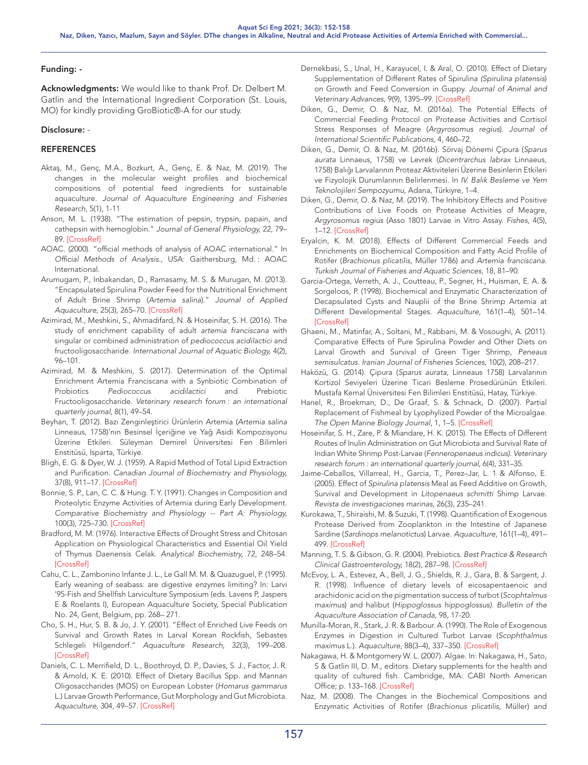**Funding:** -

**Acknowledgments:** We would like to thank Prof. Dr. Delbert M. Gatlin and the International Ingredient Corporation (St. Louis, MO) for kindly providing GroBiotic®-A for our study.

**Disclosure:** -

## REFERENCES

Aktaş, M., Genç, M.A., Bozkurt, A., Genç, E. & Naz, M. (2019). The changes in the molecular weight profiles and biochemical compositions of potential feed ingredients for sustainable aquaculture. *Journal of Aquaculture Engineering and Fisheries Research*, 5(1), 1-11

Anson, M. L. (1938). "The estimation of pepsin, trypsin, papain, and cathepsin with hemoglobin." *Journal of General Physiology, 22*, 79–89. [CrossRef]

AOAC. (2000). "official methods of analysis of AOAC international." In *Official Methods of Analysis.*, USA: Gaithersburg, Md. : AOAC International.

Arumugam, P., Inbakandan, D., Ramasamy, M. S. & Murugan, M. (2013). "Encapsulated Spirulina Powder Feed for the Nutritional Enrichment of Adult Brine Shrimp (*Artemia salina*)." *Journal of Applied Aquaculture,* 25(3), 265–70. [CrossRef]

Azimirad, M., Meshkini, S., Ahmadifard, N. & Hoseinifar, S. H. (2016). The study of enrichment capability of adult *artemia franciscana* with singular or combined administration of *pediococcus acidilactici* and fructooligosaccharide. *International Journal of Aquatic Biology,* 4(2), 96–101.

Azimirad, M. & Meshkini, S. (2017). Determination of the Optimal Enrichment Artemia Franciscana with a Synbiotic Combination of Probiotics *Pediococcus acidilactici* and Prebiotic Fructooligosaccharide. *Veterinary research forum : an international quarterly journal,* 8(1), 49–54.

Beyhan, T. (2012). Bazı Zenginleştirici Ürünlerin Artemia (*Artemia salina* Linneaus, 1758)'nın Besinsel İçeriğine ve Yağ Asidi Kompozisyonu Üzerine Etkileri. Süleyman Demirel Üniversitesi Fen Bilimleri Enstitüsü, Isparta, Türkiye.

Bligh, E. G. & Dyer, W. J. (1959). A Rapid Method of Total Lipid Extraction and Purification. *Canadian Journal of Biochemistry and Physiology,* 37(8), 911–17. [CrossRef]

Bonnie, S. P., Lan, C. C. & Hung. T. Y. (1991). Changes in Composition and Proteolytic Enzyme Activities of Artemia during Early Development. *Comparative Biochemistry and Physiology -- Part A: Physiology,* 100(3), 725–730. [CrossRef]

Bradford, M. M. (1976). Interactive Effects of Drought Stress and Chitosan Application on Physiological Characteristics and Essential Oil Yield of Thymus Daenensis Celak. *Analytical Biochemistry,* 72, 248–54. [CrossRef]

Cahu, C. L., Zambonino Infante J. L., Le Gall M. M. & Quazuguel, P. (1995). Early weaning of seabass: are digestive enzymes limiting? In: Larvi '95-Fish and Shellfish Larviculture Symposium (eds. Lavens P, Jaspers E & Roelants I), European Aquaculture Society, Special Publication No. 24, Gent, Belgium, pp. 268– 271.

Cho, S. H., Hur, S. B. & Jo, J. Y. (2001). "Effect of Enriched Live Feeds on Survival and Growth Rates in Larval Korean Rockfish, Sebastes Schlegeli Hilgendorf." *Aquaculture Research,* 32(3), 199–208. [CrossRef]

Daniels, C. L. Merrifield, D. L., Boothroyd, D. P., Davies, S. J., Factor, J. R. & Arnold, K. E. (2010). Effect of Dietary Bacillus Spp. and Mannan Oligosaccharides (MOS) on European Lobster (*Homarus gammarus* L.) Larvae Growth Performance, Gut Morphology and Gut Microbiota. *Aquaculture,* 304, 49–57. [CrossRef]

Dernekbasi, S., Unal, H., Karayucel, I. & Aral, O. (2010). Effect of Dietary Supplementation of Different Rates of Spirulina *(Spirulina platensis*) on Growth and Feed Conversion in Guppy. *Journal of Animal and Veterinary Advances,* 9(9), 1395–99. [CrossRef]

Diken, G., Demir, O. & Naz, M. (2016a). The Potential Effects of Commercial Feeding Protocol on Protease Activities and Cortisol Stress Responses of Meagre (*Argyrosomus regius*). *Journal of International Scientific Publications,* 4, 460–72.

Diken, G., Demir, O. & Naz, M. (2016b). Sörvaj Dönemi Çipura (*Sparus aurata* Linnaeus, 1758) ve Levrek (*Dicentrarchus labrax* Linnaeus, 1758) Balığı Larvalarının Proteaz Aktiviteleri Üzerine Besinlerin Etkileri ve Fizyolojik Durumlarının Belirlenmesi. In *IV. Balık Besleme ve Yem Teknolojileri Sempozyumu*, Adana, Türkiye, 1–4.

Diken, G., Demir, O. & Naz, M. (2019). The Inhibitory Effects and Positive Contributions of Live Foods on Protease Activities of Meagre, *Argyrosomus regius* (Asso 1801) Larvae in Vitro Assay. *Fishes,* 4(5), 1–12. [CrossRef]

Eryalcin, K. M. (2018). Effects of Different Commercial Feeds and Enrichments on Biochemical Composition and Fatty Acid Profile of Rotifer (*Brachionus plicatilis*, Müller 1786) and *Artemia franciscana. Turkish Journal of Fisheries and Aquatic Sciences,* 18, 81–90.

Garcia-Ortega, Verreth, A. J., Coutteau, P., Segner, H., Huisman, E. A. & Sorgeloos, P. (1998). Biochemical and Enzymatic Characterization of Decapsulated Cysts and Nauplii of the Brine Shrimp Artemia at Different Developmental Stages. *Aquaculture,* 161(1–4), 501–14. [CrossRef]

Ghaeni, M., Matinfar, A., Soltani, M., Rabbani, M. & Vosoughi, A. (2011). Comparative Effects of Pure Spirulina Powder and Other Diets on Larval Growth and Survival of Green Tiger Shrimp, *Peneaus semisulcatus. Iranian Journal of Fisheries Sciences,* 10(2), 208–217.

Haközü, G. (2014). Çipura (*Sparus aurata,* Linneaus 1758) Larvalarının Kortizol Seviyeleri Üzerine Ticari Besleme Prosedürünün Etkileri. Mustafa Kemal Üniversitesi Fen Bilimleri Enstitüsü, Hatay, Türkiye.

Hanel, R., Broekman, D., De Graaf, S. & Schnack, D. (2007). Partial Replacement of Fishmeal by Lyophylized Powder of the Microalgae. *The Open Marine Biology Journal,* 1, 1–5. [CrossRef]

Hoseinifar, S. H., Zare, P. & Miandare, H. K. (2015). The Effects of Different Routes of Inulin Administration on Gut Microbiota and Survival Rate of Indian White Shrimp Post-Larvae (*Fenneropenaeus indicus). Veterinary research forum : an international quarterly journal,* 6(4), 331–35.

Jaime-Ceballos, Villarreal, H., Garcia, T., Perez–Jar, L. 1 & Alfonso, E. (2005). Effect of *Spirulina platensis* Meal as Feed Additive on Growth, Survival and Development in *Litopenaeus schmitti* Shimp Larvae. *Revista de investigaciones marinas,* 26(3), 235–241.

Kurokawa, T., Shiraishi, M. & Suzuki, T. (1998). Quantification of Exogenous Protease Derived from Zooplankton in the Intestine of Japanese Sardine (*Sardinops melanotictus*) Larvae. *Aquaculture,* 161(1–4), 491–499. [CrossRef]

Manning, T. S. & Gibson, G. R. (2004). Prebiotics. *Best Practice & Research Clinical Gastroenterology,* 18(2), 287–98. [CrossRef]

McEvoy, L. A., Estevez, A., Bell, J. G., Shields, R. J., Gara, B. & Sargent, J. R. (1998). Influence of dietary levels of eicosapentaenoic and arachidonic acid on the pigmentation success of turbot (*Scophtalmus maximus*) and halibut (*Hippoglossus hippoglossus*). *Bulletin of the Aquaculture Association of Canada,* 98, 17-20.

Munilla-Moran, R., Stark, J. R. & Barbour. A. (1990). The Role of Exogenous Enzymes in Digestion in Cultured Turbot Larvae (*Scophthalmus maximus* L.). *Aquaculture,* 88(3–4), 337–350. [CrossRef]

Nakagawa, H. & Montgomery W. L. (2007). Algae. In: Nakagawa, H., Sato, S & Gatlin III, D. M., editors. Dietary supplements for the health and quality of cultured fish. Cambridge, MA: CABI North American Office; p. 133–168. [CrossRef]

Naz, M. (2008). The Changes in the Biochemical Compositions and Enzymatic Activities of Rotifer (*Brachionus plicatilis*, Müller) and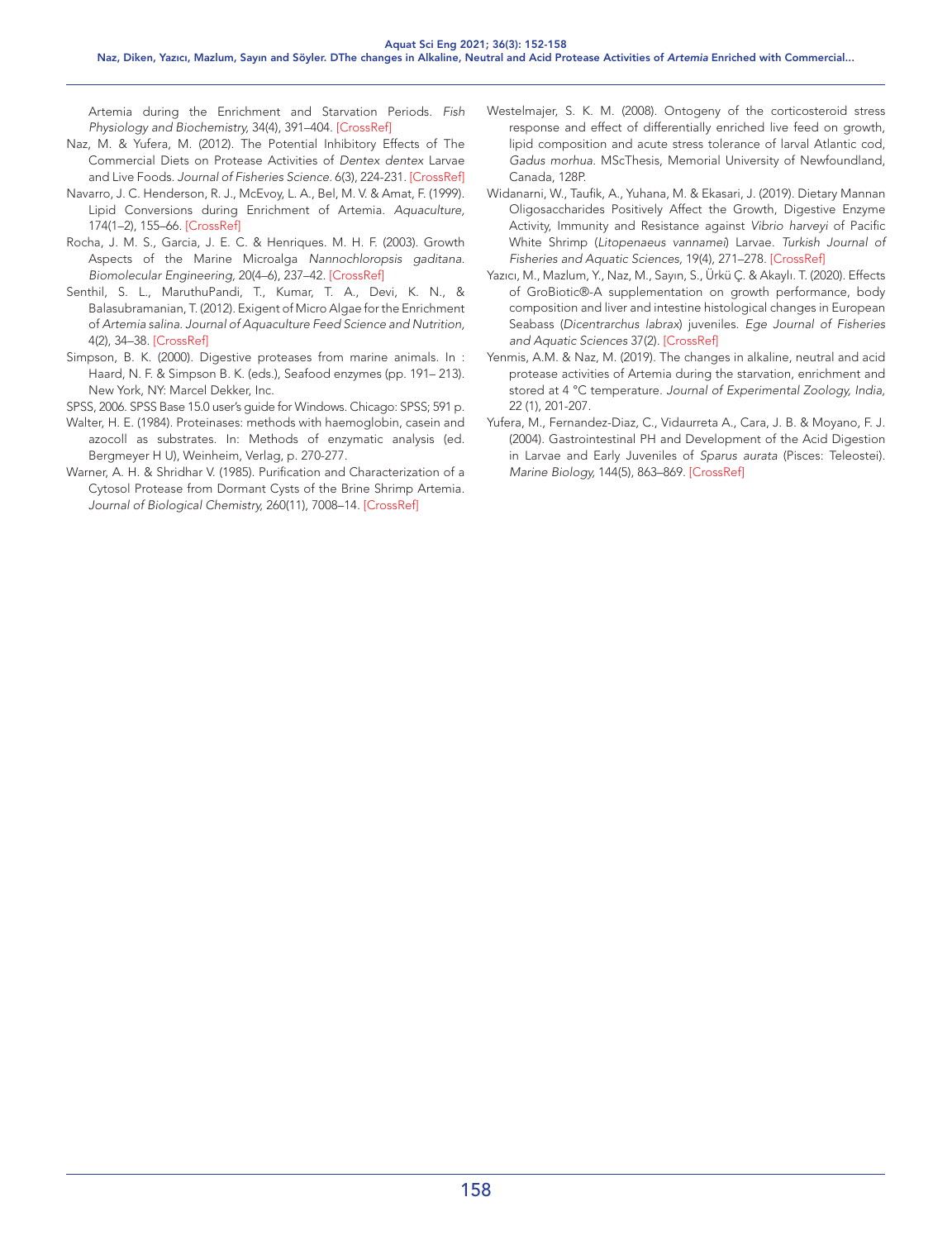Artemia during the Enrichment and Starvation Periods. *Fish Physiology and Biochemistry,* 34(4), 391–404. [CrossRef]

Naz, M. & Yufera, M. (2012). The Potential Inhibitory Effects of The Commercial Diets on Protease Activities of *Dentex dentex* Larvae and Live Foods. *Journal of Fisheries Science*. 6(3), 224-231. [CrossRef]

Navarro, J. C. Henderson, R. J., McEvoy, L. A., Bel, M. V. & Amat, F. (1999). Lipid Conversions during Enrichment of Artemia. *Aquaculture,* 174(1–2), 155–66. [CrossRef]

Rocha, J. M. S., Garcia, J. E. C. & Henriques. M. H. F. (2003). Growth Aspects of the Marine Microalga *Nannochloropsis gaditana*. *Biomolecular Engineering,* 20(4–6), 237–42. [CrossRef]

Senthil, S. L., MaruthuPandi, T., Kumar, T. A., Devi, K. N., & Balasubramanian, T. (2012). Exigent of Micro Algae for the Enrichment of *Artemia salina*. *Journal of Aquaculture Feed Science and Nutrition,* 4(2), 34–38. [CrossRef]

Simpson, B. K. (2000). Digestive proteases from marine animals. In : Haard, N. F. & Simpson B. K. (eds.), Seafood enzymes (pp. 191– 213). New York, NY: Marcel Dekker, Inc.

SPSS, 2006. SPSS Base 15.0 user's guide for Windows. Chicago: SPSS; 591 p.

Walter, H. E. (1984). Proteinases: methods with haemoglobin, casein and azocoll as substrates. In: Methods of enzymatic analysis (ed. Bergmeyer H U), Weinheim, Verlag, p. 270-277.

Warner, A. H. & Shridhar V. (1985). Purification and Characterization of a Cytosol Protease from Dormant Cysts of the Brine Shrimp Artemia. *Journal of Biological Chemistry,* 260(11), 7008–14. [CrossRef]

Westelmajer, S. K. M. (2008). Ontogeny of the corticosteroid stress response and effect of differentially enriched live feed on growth, lipid composition and acute stress tolerance of larval Atlantic cod, *Gadus morhua*. MScThesis, Memorial University of Newfoundland, Canada, 128P.

Widanarni, W., Taufik, A., Yuhana, M. & Ekasari, J. (2019). Dietary Mannan Oligosaccharides Positively Affect the Growth, Digestive Enzyme Activity, Immunity and Resistance against *Vibrio harveyi* of Pacific White Shrimp (*Litopenaeus vannamei*) Larvae. *Turkish Journal of Fisheries and Aquatic Sciences,* 19(4), 271–278. [CrossRef]

Yazıcı, M., Mazlum, Y., Naz, M., Sayın, S., Ürkü Ç. & Akaylı. T. (2020). Effects of GroBiotic®-A supplementation on growth performance, body composition and liver and intestine histological changes in European Seabass (*Dicentrarchus labrax*) juveniles. *Ege Journal of Fisheries and Aquatic Sciences* 37(2). [CrossRef]

Yenmis, A.M. & Naz, M. (2019). The changes in alkaline, neutral and acid protease activities of Artemia during the starvation, enrichment and stored at 4 °C temperature. *Journal of Experimental Zoology, India,* 22 (1), 201-207.

Yufera, M., Fernandez-Diaz, C., Vidaurreta A., Cara, J. B. & Moyano, F. J. (2004). Gastrointestinal PH and Development of the Acid Digestion in Larvae and Early Juveniles of *Sparus aurata* (Pisces: Teleostei). *Marine Biology,* 144(5), 863–869. [CrossRef]